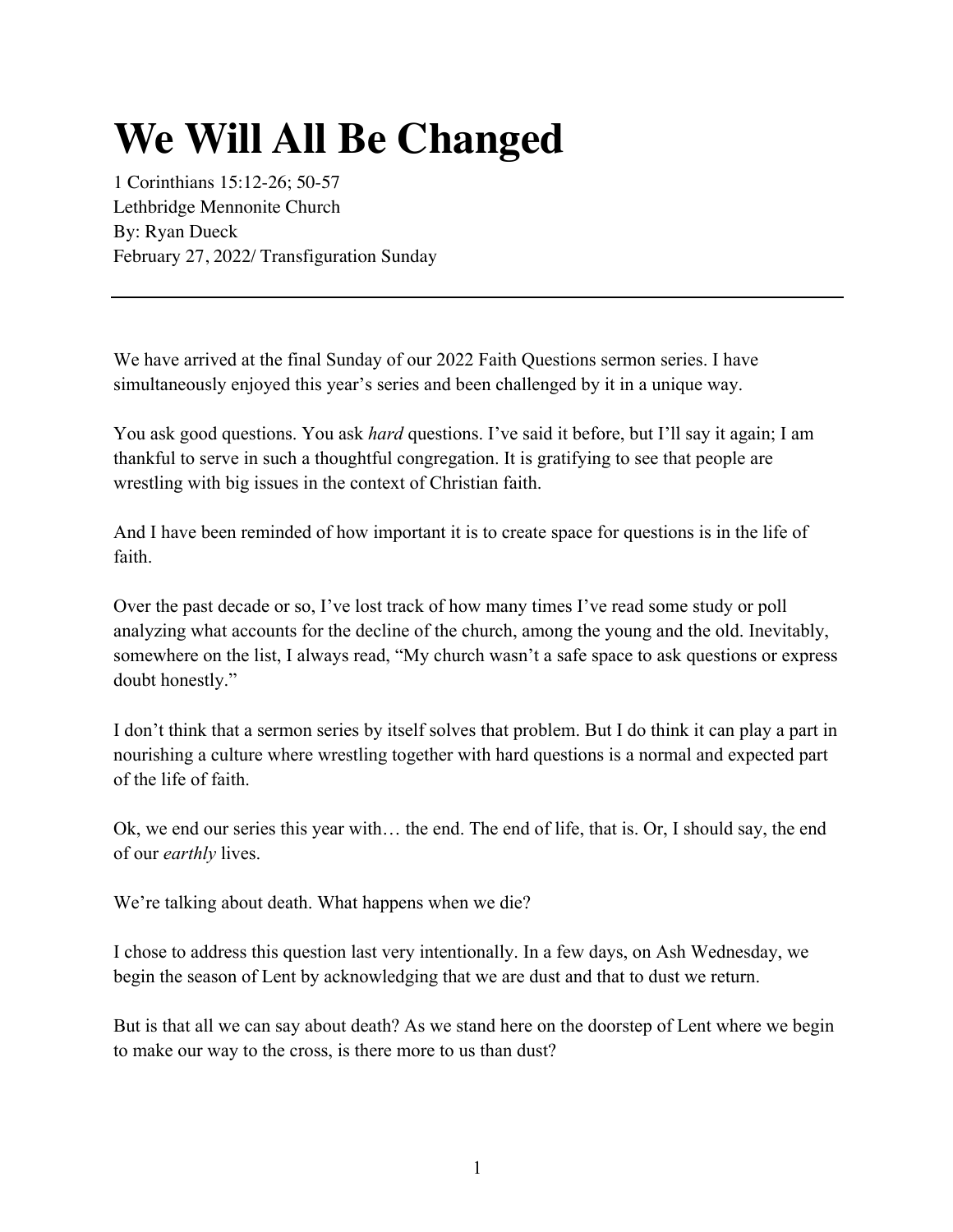# We Will All Be Changed

1 Corinthians 15:12-26; 50-57
Lethbridge Mennonite Church
By: Ryan Dueck
February 27, 2022/ Transfiguration Sunday

---

We have arrived at the final Sunday of our 2022 Faith Questions sermon series. I have simultaneously enjoyed this year's series and been challenged by it in a unique way.

You ask good questions. You ask *hard* questions. I've said it before, but I'll say it again; I am thankful to serve in such a thoughtful congregation. It is gratifying to see that people are wrestling with big issues in the context of Christian faith.

And I have been reminded of how important it is to create space for questions is in the life of faith.

Over the past decade or so, I've lost track of how many times I've read some study or poll analyzing what accounts for the decline of the church, among the young and the old. Inevitably, somewhere on the list, I always read, "My church wasn't a safe space to ask questions or express doubt honestly."

I don't think that a sermon series by itself solves that problem. But I do think it can play a part in nourishing a culture where wrestling together with hard questions is a normal and expected part of the life of faith.

Ok, we end our series this year with… the end. The end of life, that is. Or, I should say, the end of our *earthly* lives.

We're talking about death. What happens when we die?

I chose to address this question last very intentionally. In a few days, on Ash Wednesday, we begin the season of Lent by acknowledging that we are dust and that to dust we return.

But is that all we can say about death? As we stand here on the doorstep of Lent where we begin to make our way to the cross, is there more to us than dust?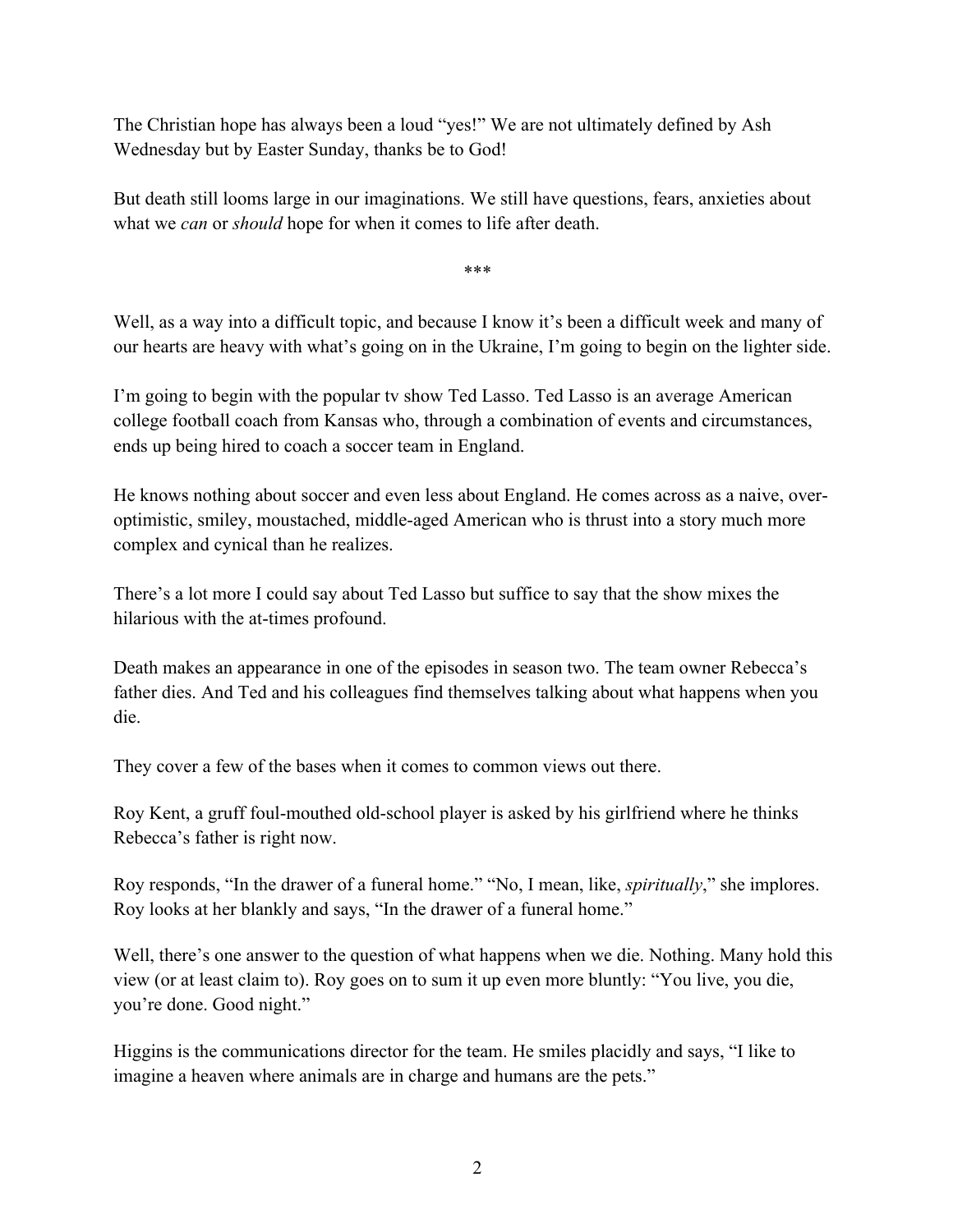The Christian hope has always been a loud "yes!" We are not ultimately defined by Ash Wednesday but by Easter Sunday, thanks be to God!

But death still looms large in our imaginations. We still have questions, fears, anxieties about what we *can* or *should* hope for when it comes to life after death.

***

Well, as a way into a difficult topic, and because I know it's been a difficult week and many of our hearts are heavy with what's going on in the Ukraine, I'm going to begin on the lighter side.

I'm going to begin with the popular tv show Ted Lasso. Ted Lasso is an average American college football coach from Kansas who, through a combination of events and circumstances, ends up being hired to coach a soccer team in England.

He knows nothing about soccer and even less about England. He comes across as a naive, over-optimistic, smiley, moustached, middle-aged American who is thrust into a story much more complex and cynical than he realizes.

There's a lot more I could say about Ted Lasso but suffice to say that the show mixes the hilarious with the at-times profound.

Death makes an appearance in one of the episodes in season two. The team owner Rebecca's father dies. And Ted and his colleagues find themselves talking about what happens when you die.

They cover a few of the bases when it comes to common views out there.

Roy Kent, a gruff foul-mouthed old-school player is asked by his girlfriend where he thinks Rebecca's father is right now.

Roy responds, "In the drawer of a funeral home." "No, I mean, like, *spiritually*," she implores. Roy looks at her blankly and says, "In the drawer of a funeral home."

Well, there's one answer to the question of what happens when we die. Nothing. Many hold this view (or at least claim to). Roy goes on to sum it up even more bluntly: "You live, you die, you're done. Good night."

Higgins is the communications director for the team. He smiles placidly and says, "I like to imagine a heaven where animals are in charge and humans are the pets."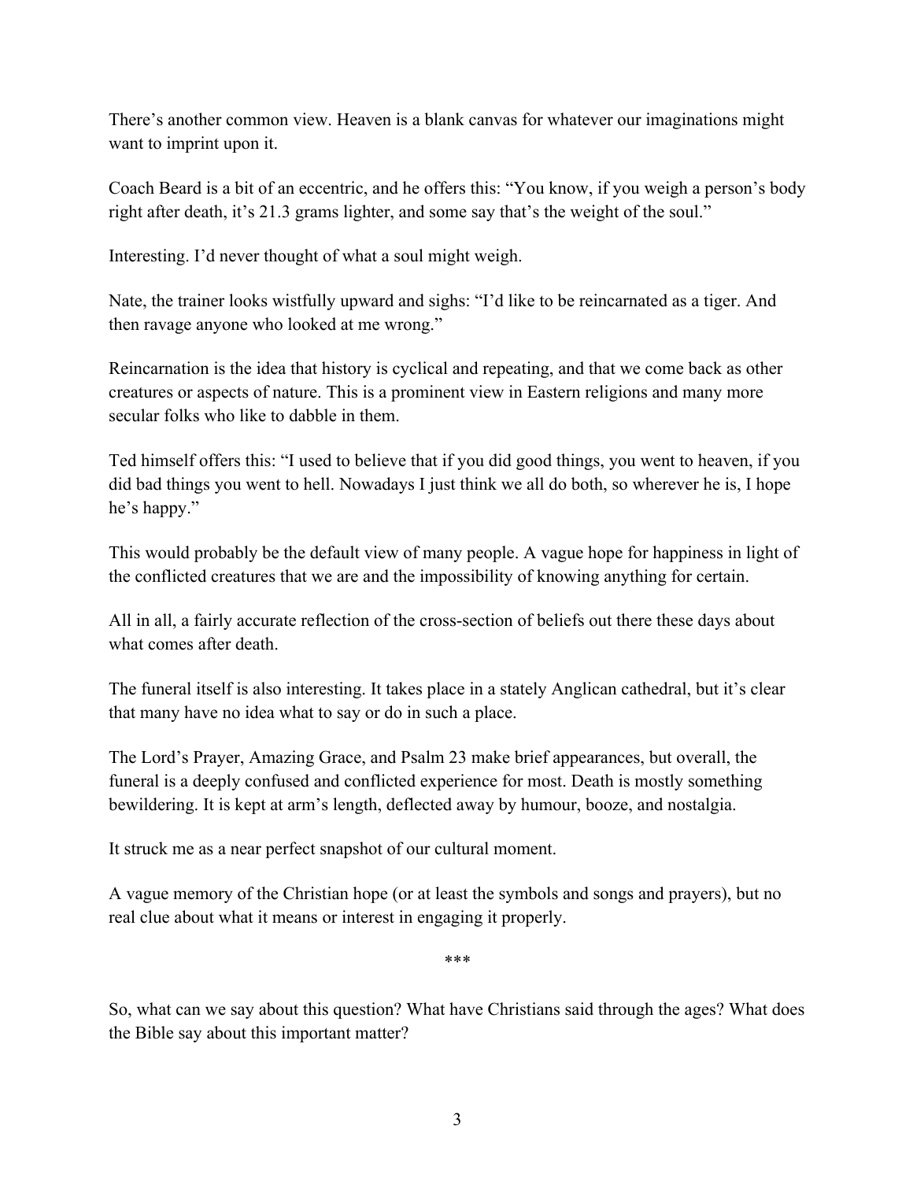There's another common view. Heaven is a blank canvas for whatever our imaginations might want to imprint upon it.

Coach Beard is a bit of an eccentric, and he offers this: "You know, if you weigh a person's body right after death, it's 21.3 grams lighter, and some say that's the weight of the soul."

Interesting. I'd never thought of what a soul might weigh.

Nate, the trainer looks wistfully upward and sighs: "I'd like to be reincarnated as a tiger. And then ravage anyone who looked at me wrong."

Reincarnation is the idea that history is cyclical and repeating, and that we come back as other creatures or aspects of nature. This is a prominent view in Eastern religions and many more secular folks who like to dabble in them.

Ted himself offers this: "I used to believe that if you did good things, you went to heaven, if you did bad things you went to hell. Nowadays I just think we all do both, so wherever he is, I hope he's happy."

This would probably be the default view of many people. A vague hope for happiness in light of the conflicted creatures that we are and the impossibility of knowing anything for certain.

All in all, a fairly accurate reflection of the cross-section of beliefs out there these days about what comes after death.

The funeral itself is also interesting. It takes place in a stately Anglican cathedral, but it's clear that many have no idea what to say or do in such a place.

The Lord's Prayer, Amazing Grace, and Psalm 23 make brief appearances, but overall, the funeral is a deeply confused and conflicted experience for most. Death is mostly something bewildering. It is kept at arm's length, deflected away by humour, booze, and nostalgia.

It struck me as a near perfect snapshot of our cultural moment.

A vague memory of the Christian hope (or at least the symbols and songs and prayers), but no real clue about what it means or interest in engaging it properly.

***

So, what can we say about this question? What have Christians said through the ages? What does the Bible say about this important matter?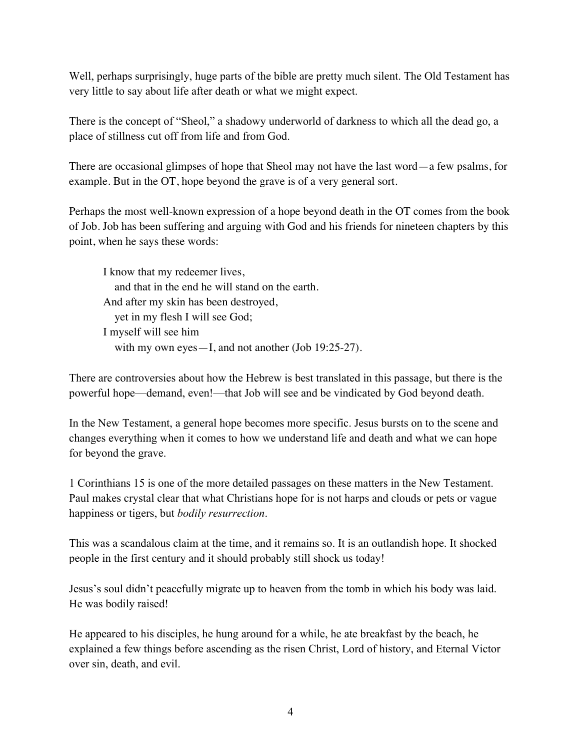Well, perhaps surprisingly, huge parts of the bible are pretty much silent. The Old Testament has very little to say about life after death or what we might expect.

There is the concept of "Sheol," a shadowy underworld of darkness to which all the dead go, a place of stillness cut off from life and from God.

There are occasional glimpses of hope that Sheol may not have the last word—a few psalms, for example. But in the OT, hope beyond the grave is of a very general sort.

Perhaps the most well-known expression of a hope beyond death in the OT comes from the book of Job. Job has been suffering and arguing with God and his friends for nineteen chapters by this point, when he says these words:

> I know that my redeemer lives,  
> &nbsp;&nbsp;&nbsp;and that in the end he will stand on the earth.  
> And after my skin has been destroyed,  
> &nbsp;&nbsp;&nbsp;yet in my flesh I will see God;  
> I myself will see him  
> &nbsp;&nbsp;&nbsp;with my own eyes—I, and not another (Job 19:25-27).

There are controversies about how the Hebrew is best translated in this passage, but there is the powerful hope—demand, even!—that Job will see and be vindicated by God beyond death.

In the New Testament, a general hope becomes more specific. Jesus bursts on to the scene and changes everything when it comes to how we understand life and death and what we can hope for beyond the grave.

1 Corinthians 15 is one of the more detailed passages on these matters in the New Testament. Paul makes crystal clear that what Christians hope for is not harps and clouds or pets or vague happiness or tigers, but *bodily resurrection*.

This was a scandalous claim at the time, and it remains so. It is an outlandish hope. It shocked people in the first century and it should probably still shock us today!

Jesus's soul didn't peacefully migrate up to heaven from the tomb in which his body was laid. He was bodily raised!

He appeared to his disciples, he hung around for a while, he ate breakfast by the beach, he explained a few things before ascending as the risen Christ, Lord of history, and Eternal Victor over sin, death, and evil.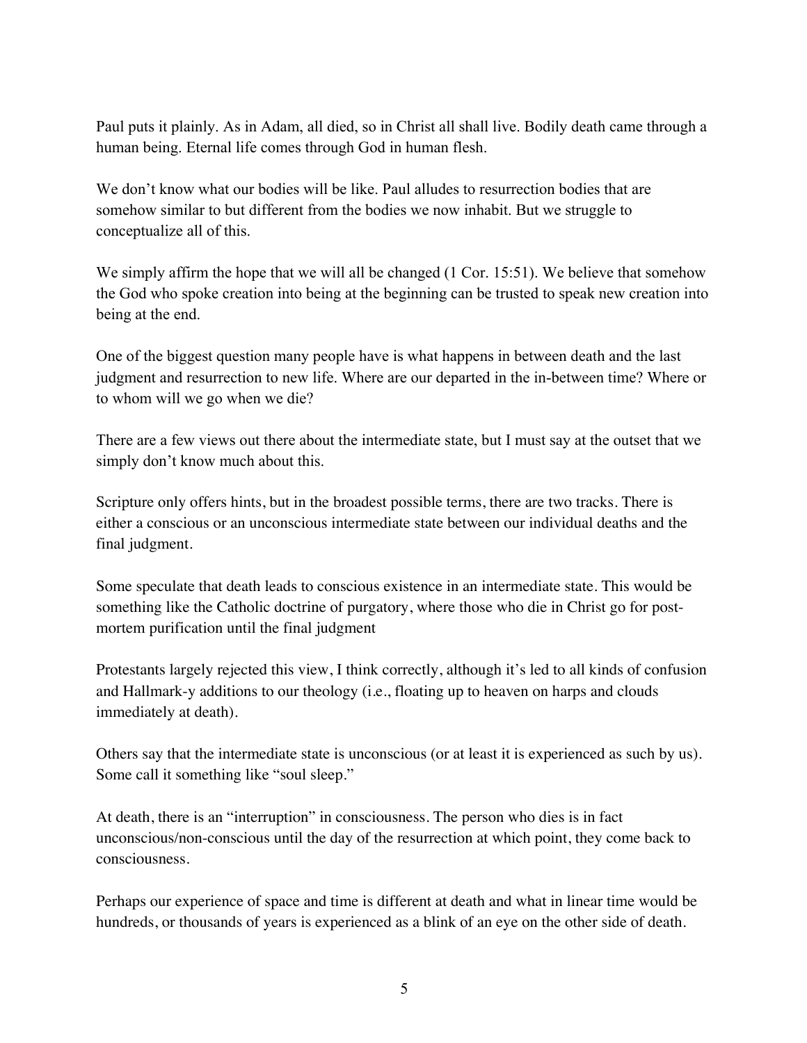Paul puts it plainly. As in Adam, all died, so in Christ all shall live. Bodily death came through a human being. Eternal life comes through God in human flesh.

We don't know what our bodies will be like. Paul alludes to resurrection bodies that are somehow similar to but different from the bodies we now inhabit. But we struggle to conceptualize all of this.

We simply affirm the hope that we will all be changed (1 Cor. 15:51). We believe that somehow the God who spoke creation into being at the beginning can be trusted to speak new creation into being at the end.

One of the biggest question many people have is what happens in between death and the last judgment and resurrection to new life. Where are our departed in the in-between time? Where or to whom will we go when we die?

There are a few views out there about the intermediate state, but I must say at the outset that we simply don't know much about this.

Scripture only offers hints, but in the broadest possible terms, there are two tracks. There is either a conscious or an unconscious intermediate state between our individual deaths and the final judgment.

Some speculate that death leads to conscious existence in an intermediate state. This would be something like the Catholic doctrine of purgatory, where those who die in Christ go for post-mortem purification until the final judgment

Protestants largely rejected this view, I think correctly, although it's led to all kinds of confusion and Hallmark-y additions to our theology (i.e., floating up to heaven on harps and clouds immediately at death).

Others say that the intermediate state is unconscious (or at least it is experienced as such by us). Some call it something like "soul sleep."

At death, there is an "interruption" in consciousness. The person who dies is in fact unconscious/non-conscious until the day of the resurrection at which point, they come back to consciousness.

Perhaps our experience of space and time is different at death and what in linear time would be hundreds, or thousands of years is experienced as a blink of an eye on the other side of death.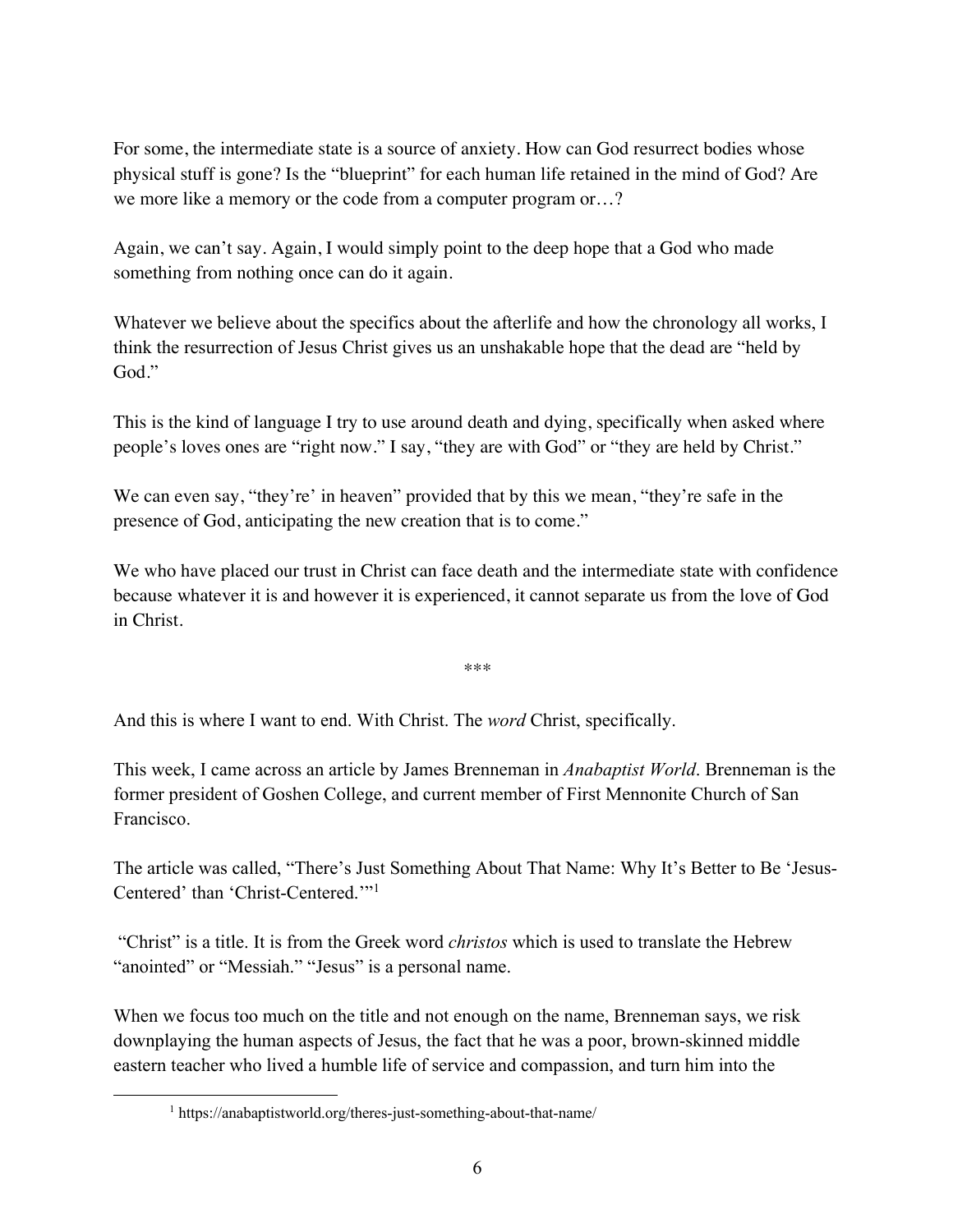For some, the intermediate state is a source of anxiety. How can God resurrect bodies whose physical stuff is gone? Is the "blueprint" for each human life retained in the mind of God? Are we more like a memory or the code from a computer program or…?

Again, we can't say. Again, I would simply point to the deep hope that a God who made something from nothing once can do it again.

Whatever we believe about the specifics about the afterlife and how the chronology all works, I think the resurrection of Jesus Christ gives us an unshakable hope that the dead are "held by God."

This is the kind of language I try to use around death and dying, specifically when asked where people's loves ones are "right now." I say, "they are with God" or "they are held by Christ."

We can even say, "they're' in heaven" provided that by this we mean, "they're safe in the presence of God, anticipating the new creation that is to come."

We who have placed our trust in Christ can face death and the intermediate state with confidence because whatever it is and however it is experienced, it cannot separate us from the love of God in Christ.

\*\*\*

And this is where I want to end. With Christ. The *word* Christ, specifically.

This week, I came across an article by James Brenneman in *Anabaptist World*. Brenneman is the former president of Goshen College, and current member of First Mennonite Church of San Francisco.

The article was called, "There's Just Something About That Name: Why It's Better to Be 'Jesus-Centered' than 'Christ-Centered.'"[1]

"Christ" is a title. It is from the Greek word *christos* which is used to translate the Hebrew "anointed" or "Messiah." "Jesus" is a personal name.

When we focus too much on the title and not enough on the name, Brenneman says, we risk downplaying the human aspects of Jesus, the fact that he was a poor, brown-skinned middle eastern teacher who lived a humble life of service and compassion, and turn him into the

---

[1] https://anabaptistworld.org/theres-just-something-about-that-name/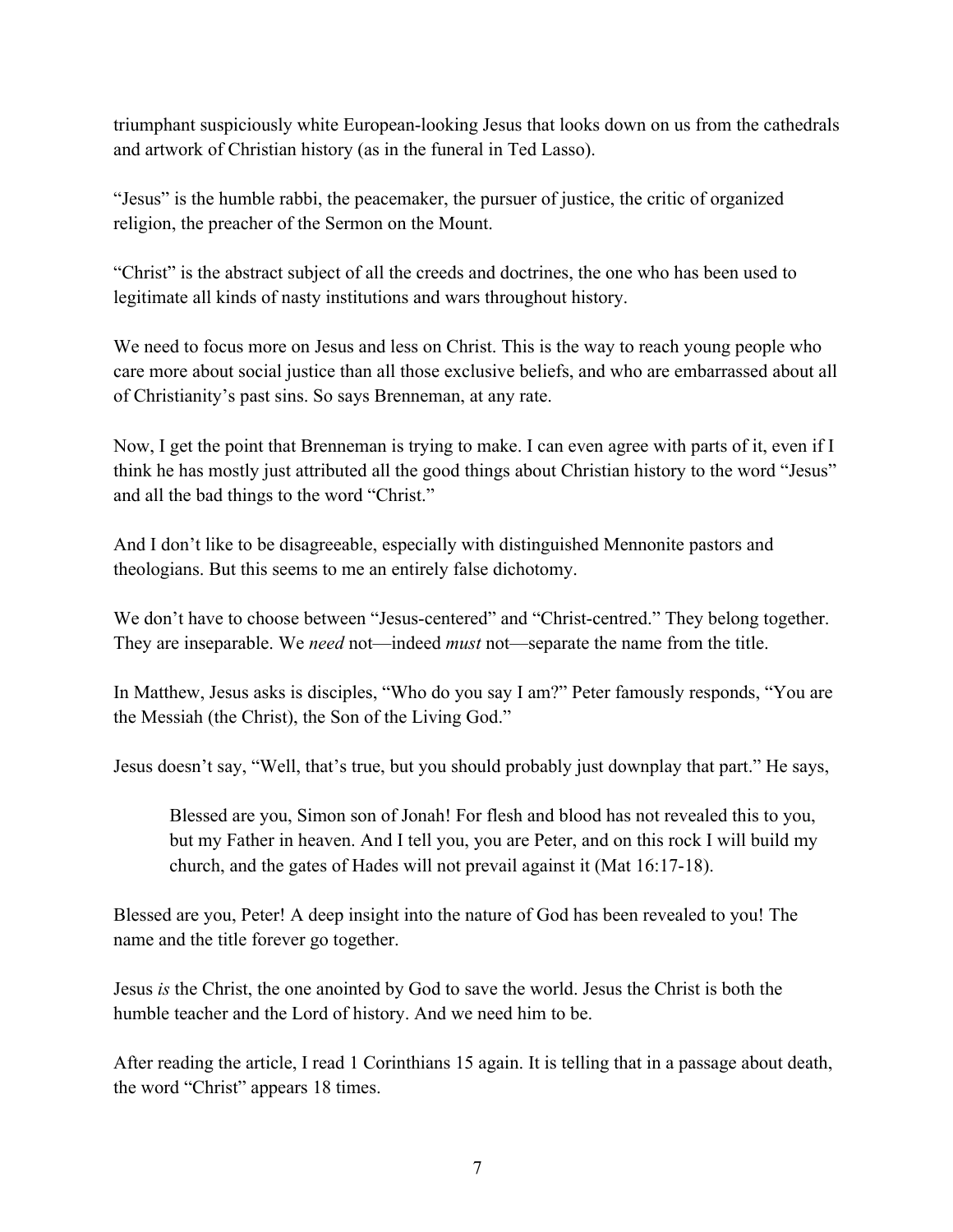triumphant suspiciously white European-looking Jesus that looks down on us from the cathedrals and artwork of Christian history (as in the funeral in Ted Lasso).

"Jesus" is the humble rabbi, the peacemaker, the pursuer of justice, the critic of organized religion, the preacher of the Sermon on the Mount.

"Christ" is the abstract subject of all the creeds and doctrines, the one who has been used to legitimate all kinds of nasty institutions and wars throughout history.

We need to focus more on Jesus and less on Christ. This is the way to reach young people who care more about social justice than all those exclusive beliefs, and who are embarrassed about all of Christianity's past sins. So says Brenneman, at any rate.

Now, I get the point that Brenneman is trying to make. I can even agree with parts of it, even if I think he has mostly just attributed all the good things about Christian history to the word "Jesus" and all the bad things to the word "Christ."

And I don't like to be disagreeable, especially with distinguished Mennonite pastors and theologians. But this seems to me an entirely false dichotomy.

We don't have to choose between "Jesus-centered" and "Christ-centred." They belong together. They are inseparable. We *need* not—indeed *must* not—separate the name from the title.

In Matthew, Jesus asks is disciples, "Who do you say I am?" Peter famously responds, "You are the Messiah (the Christ), the Son of the Living God."

Jesus doesn't say, "Well, that's true, but you should probably just downplay that part." He says,

> Blessed are you, Simon son of Jonah! For flesh and blood has not revealed this to you, but my Father in heaven. And I tell you, you are Peter, and on this rock I will build my church, and the gates of Hades will not prevail against it (Mat 16:17-18).

Blessed are you, Peter! A deep insight into the nature of God has been revealed to you! The name and the title forever go together.

Jesus *is* the Christ, the one anointed by God to save the world. Jesus the Christ is both the humble teacher and the Lord of history. And we need him to be.

After reading the article, I read 1 Corinthians 15 again. It is telling that in a passage about death, the word "Christ" appears 18 times.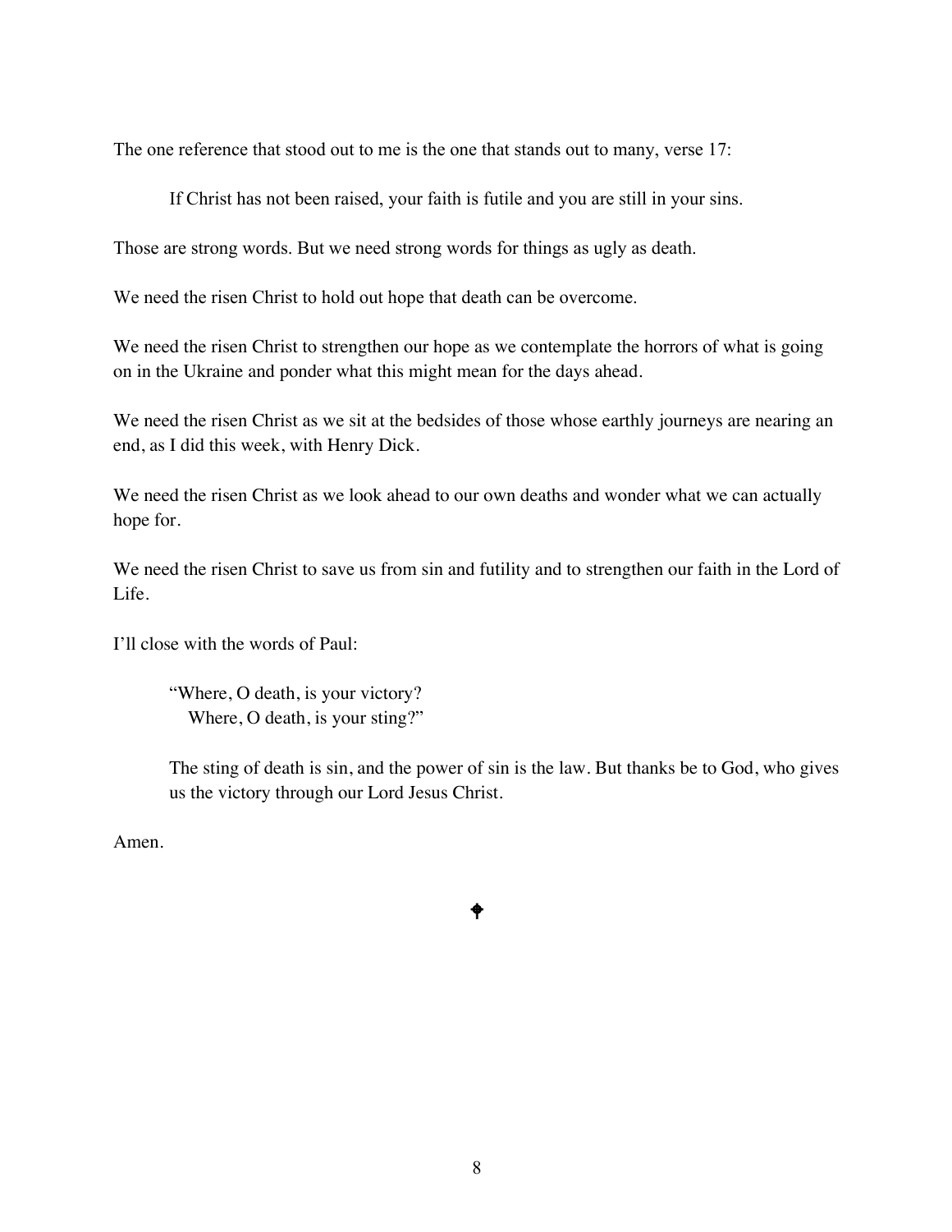The one reference that stood out to me is the one that stands out to many, verse 17:

> If Christ has not been raised, your faith is futile and you are still in your sins.

Those are strong words. But we need strong words for things as ugly as death.

We need the risen Christ to hold out hope that death can be overcome.

We need the risen Christ to strengthen our hope as we contemplate the horrors of what is going on in the Ukraine and ponder what this might mean for the days ahead.

We need the risen Christ as we sit at the bedsides of those whose earthly journeys are nearing an end, as I did this week, with Henry Dick.

We need the risen Christ as we look ahead to our own deaths and wonder what we can actually hope for.

We need the risen Christ to save us from sin and futility and to strengthen our faith in the Lord of Life.

I'll close with the words of Paul:

> "Where, O death, is your victory?
> Where, O death, is your sting?"
>
> The sting of death is sin, and the power of sin is the law. But thanks be to God, who gives us the victory through our Lord Jesus Christ.

Amen.

✝